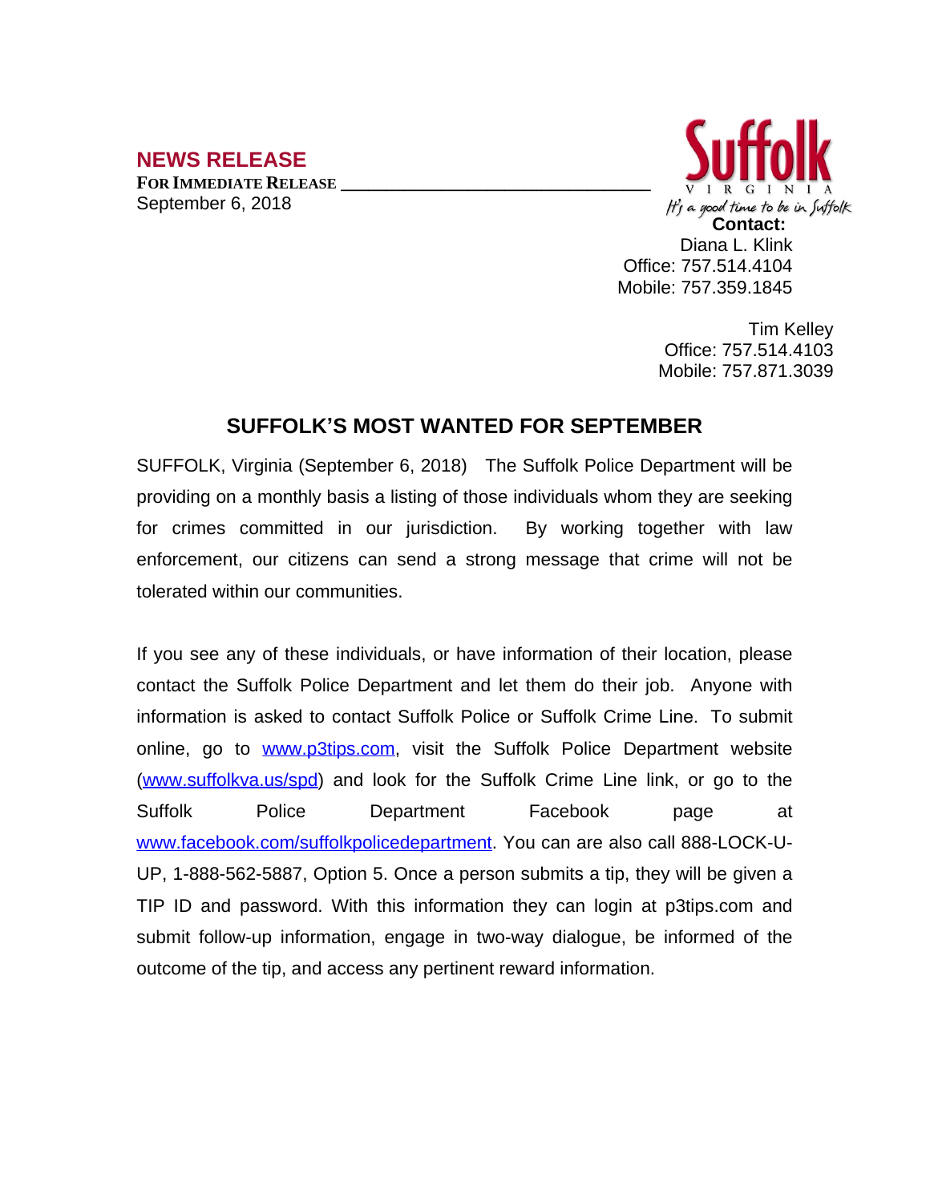**NEWS RELEASE**

**FOR IMMEDIATE RELEASE**

September 6, 2018

Suffolk
VIRGINIA
It's a good time to be in Suffolk

**Contact:**

Diana L. Klink
Office: 757.514.4104
Mobile: 757.359.1845

Tim Kelley
Office: 757.514.4103
Mobile: 757.871.3039

## SUFFOLK'S MOST WANTED FOR SEPTEMBER

SUFFOLK, Virginia (September 6, 2018) The Suffolk Police Department will be providing on a monthly basis a listing of those individuals whom they are seeking for crimes committed in our jurisdiction. By working together with law enforcement, our citizens can send a strong message that crime will not be tolerated within our communities.

If you see any of these individuals, or have information of their location, please contact the Suffolk Police Department and let them do their job. Anyone with information is asked to contact Suffolk Police or Suffolk Crime Line. To submit online, go to [www.p3tips.com](http://www.p3tips.com), visit the Suffolk Police Department website ([www.suffolkva.us/spd](http://www.suffolkva.us/spd)) and look for the Suffolk Crime Line link, or go to the Suffolk Police Department Facebook page at [www.facebook.com/suffolkpolicedepartment](http://www.facebook.com/suffolkpolicedepartment). You can are also call 888-LOCK-U-UP, 1-888-562-5887, Option 5. Once a person submits a tip, they will be given a TIP ID and password. With this information they can login at p3tips.com and submit follow-up information, engage in two-way dialogue, be informed of the outcome of the tip, and access any pertinent reward information.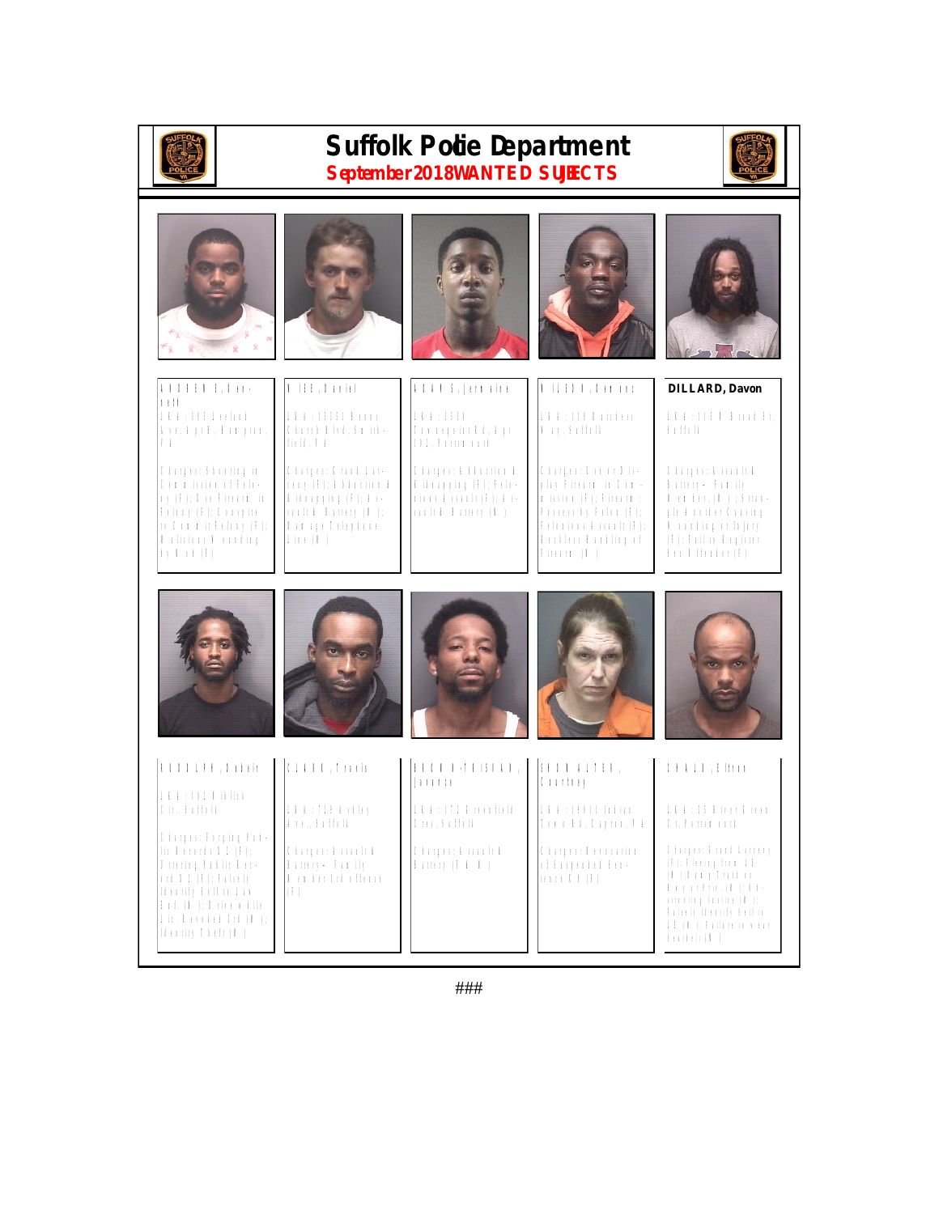# Suffolk Polie Department

## September 2018WANTED SUJECTS

**DILLARD, Davon**

###